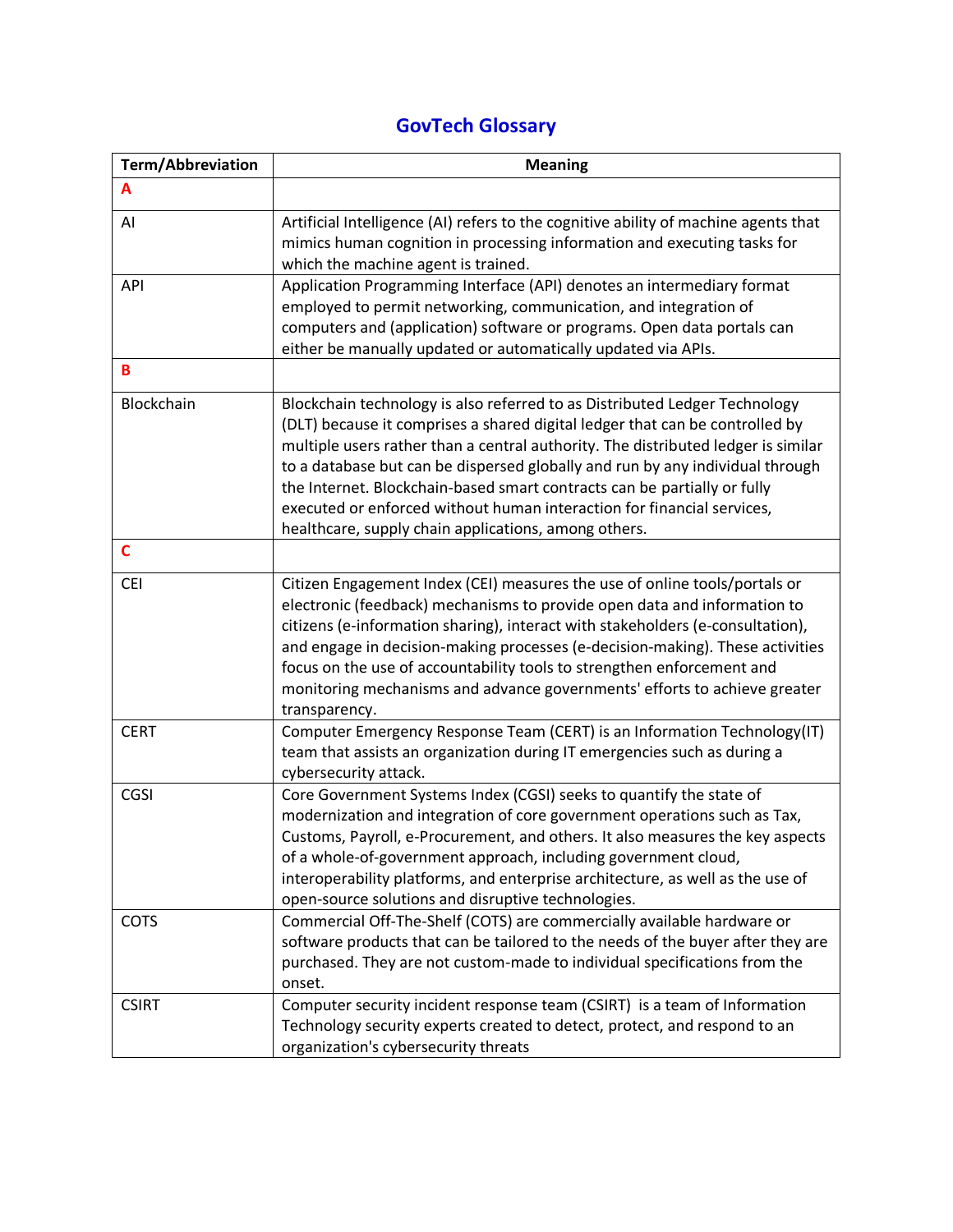# GovTech Glossary

| Term/Abbreviation | Meaning |
| --- | --- |
| **A** | |
| AI | Artificial Intelligence (AI) refers to the cognitive ability of machine agents that mimics human cognition in processing information and executing tasks for which the machine agent is trained. |
| API | Application Programming Interface (API) denotes an intermediary format employed to permit networking, communication, and integration of computers and (application) software or programs. Open data portals can either be manually updated or automatically updated via APIs. |
| **B** | |
| Blockchain | Blockchain technology is also referred to as Distributed Ledger Technology (DLT) because it comprises a shared digital ledger that can be controlled by multiple users rather than a central authority. The distributed ledger is similar to a database but can be dispersed globally and run by any individual through the Internet. Blockchain-based smart contracts can be partially or fully executed or enforced without human interaction for financial services, healthcare, supply chain applications, among others. |
| **C** | |
| CEI | Citizen Engagement Index (CEI) measures the use of online tools/portals or electronic (feedback) mechanisms to provide open data and information to citizens (e-information sharing), interact with stakeholders (e-consultation), and engage in decision-making processes (e-decision-making). These activities focus on the use of accountability tools to strengthen enforcement and monitoring mechanisms and advance governments' efforts to achieve greater transparency. |
| CERT | Computer Emergency Response Team (CERT) is an Information Technology(IT) team that assists an organization during IT emergencies such as during a cybersecurity attack. |
| CGSI | Core Government Systems Index (CGSI) seeks to quantify the state of modernization and integration of core government operations such as Tax, Customs, Payroll, e-Procurement, and others. It also measures the key aspects of a whole-of-government approach, including government cloud, interoperability platforms, and enterprise architecture, as well as the use of open-source solutions and disruptive technologies. |
| COTS | Commercial Off-The-Shelf (COTS) are commercially available hardware or software products that can be tailored to the needs of the buyer after they are purchased. They are not custom-made to individual specifications from the onset. |
| CSIRT | Computer security incident response team (CSIRT) is a team of Information Technology security experts created to detect, protect, and respond to an organization's cybersecurity threats |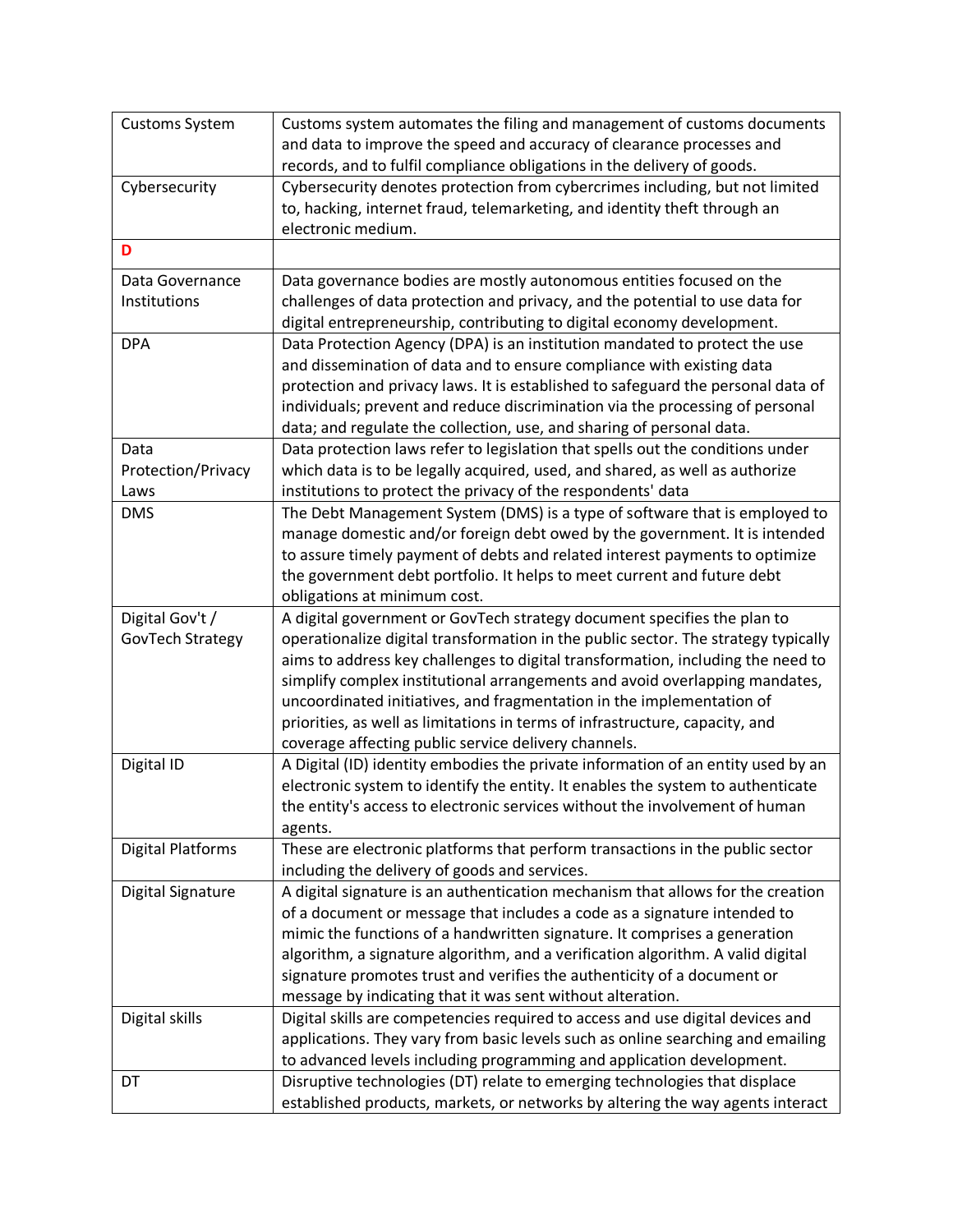| | |
|---|---|
| Customs System | Customs system automates the filing and management of customs documents and data to improve the speed and accuracy of clearance processes and records, and to fulfil compliance obligations in the delivery of goods. |
| Cybersecurity | Cybersecurity denotes protection from cybercrimes including, but not limited to, hacking, internet fraud, telemarketing, and identity theft through an electronic medium. |
| **D** | |
| Data Governance Institutions | Data governance bodies are mostly autonomous entities focused on the challenges of data protection and privacy, and the potential to use data for digital entrepreneurship, contributing to digital economy development. |
| DPA | Data Protection Agency (DPA) is an institution mandated to protect the use and dissemination of data and to ensure compliance with existing data protection and privacy laws. It is established to safeguard the personal data of individuals; prevent and reduce discrimination via the processing of personal data; and regulate the collection, use, and sharing of personal data. |
| Data Protection/Privacy Laws | Data protection laws refer to legislation that spells out the conditions under which data is to be legally acquired, used, and shared, as well as authorize institutions to protect the privacy of the respondents' data |
| DMS | The Debt Management System (DMS) is a type of software that is employed to manage domestic and/or foreign debt owed by the government. It is intended to assure timely payment of debts and related interest payments to optimize the government debt portfolio. It helps to meet current and future debt obligations at minimum cost. |
| Digital Gov't / GovTech Strategy | A digital government or GovTech strategy document specifies the plan to operationalize digital transformation in the public sector. The strategy typically aims to address key challenges to digital transformation, including the need to simplify complex institutional arrangements and avoid overlapping mandates, uncoordinated initiatives, and fragmentation in the implementation of priorities, as well as limitations in terms of infrastructure, capacity, and coverage affecting public service delivery channels. |
| Digital ID | A Digital (ID) identity embodies the private information of an entity used by an electronic system to identify the entity. It enables the system to authenticate the entity's access to electronic services without the involvement of human agents. |
| Digital Platforms | These are electronic platforms that perform transactions in the public sector including the delivery of goods and services. |
| Digital Signature | A digital signature is an authentication mechanism that allows for the creation of a document or message that includes a code as a signature intended to mimic the functions of a handwritten signature. It comprises a generation algorithm, a signature algorithm, and a verification algorithm. A valid digital signature promotes trust and verifies the authenticity of a document or message by indicating that it was sent without alteration. |
| Digital skills | Digital skills are competencies required to access and use digital devices and applications. They vary from basic levels such as online searching and emailing to advanced levels including programming and application development. |
| DT | Disruptive technologies (DT) relate to emerging technologies that displace established products, markets, or networks by altering the way agents interact |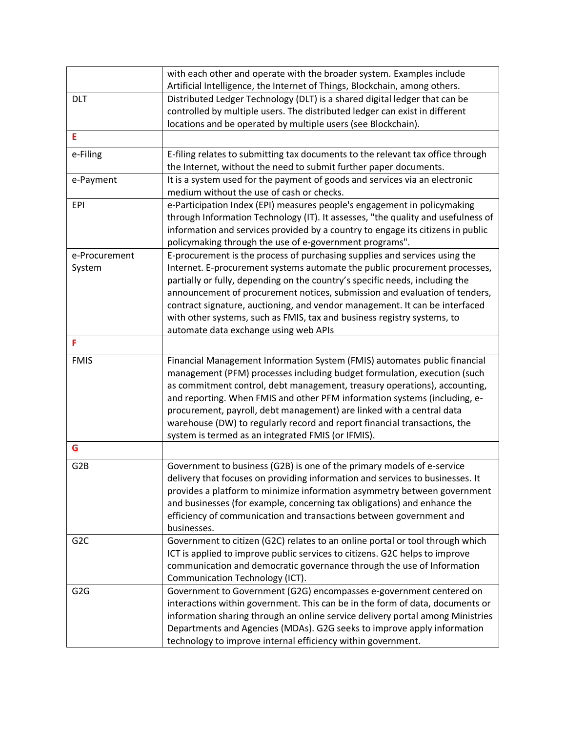| | |
|---|---|
| | with each other and operate with the broader system. Examples include Artificial Intelligence, the Internet of Things, Blockchain, among others. |
| DLT | Distributed Ledger Technology (DLT) is a shared digital ledger that can be controlled by multiple users. The distributed ledger can exist in different locations and be operated by multiple users (see Blockchain). |
| **E** | |
| e-Filing | E-filing relates to submitting tax documents to the relevant tax office through the Internet, without the need to submit further paper documents. |
| e-Payment | It is a system used for the payment of goods and services via an electronic medium without the use of cash or checks. |
| EPI | e-Participation Index (EPI) measures people's engagement in policymaking through Information Technology (IT). It assesses, "the quality and usefulness of information and services provided by a country to engage its citizens in public policymaking through the use of e-government programs". |
| e-Procurement System | E-procurement is the process of purchasing supplies and services using the Internet. E-procurement systems automate the public procurement processes, partially or fully, depending on the country's specific needs, including the announcement of procurement notices, submission and evaluation of tenders, contract signature, auctioning, and vendor management. It can be interfaced with other systems, such as FMIS, tax and business registry systems, to automate data exchange using web APIs |
| **F** | |
| FMIS | Financial Management Information System (FMIS) automates public financial management (PFM) processes including budget formulation, execution (such as commitment control, debt management, treasury operations), accounting, and reporting. When FMIS and other PFM information systems (including, e-procurement, payroll, debt management) are linked with a central data warehouse (DW) to regularly record and report financial transactions, the system is termed as an integrated FMIS (or IFMIS). |
| **G** | |
| G2B | Government to business (G2B) is one of the primary models of e-service delivery that focuses on providing information and services to businesses. It provides a platform to minimize information asymmetry between government and businesses (for example, concerning tax obligations) and enhance the efficiency of communication and transactions between government and businesses. |
| G2C | Government to citizen (G2C) relates to an online portal or tool through which ICT is applied to improve public services to citizens. G2C helps to improve communication and democratic governance through the use of Information Communication Technology (ICT). |
| G2G | Government to Government (G2G) encompasses e-government centered on interactions within government. This can be in the form of data, documents or information sharing through an online service delivery portal among Ministries Departments and Agencies (MDAs). G2G seeks to improve apply information technology to improve internal efficiency within government. |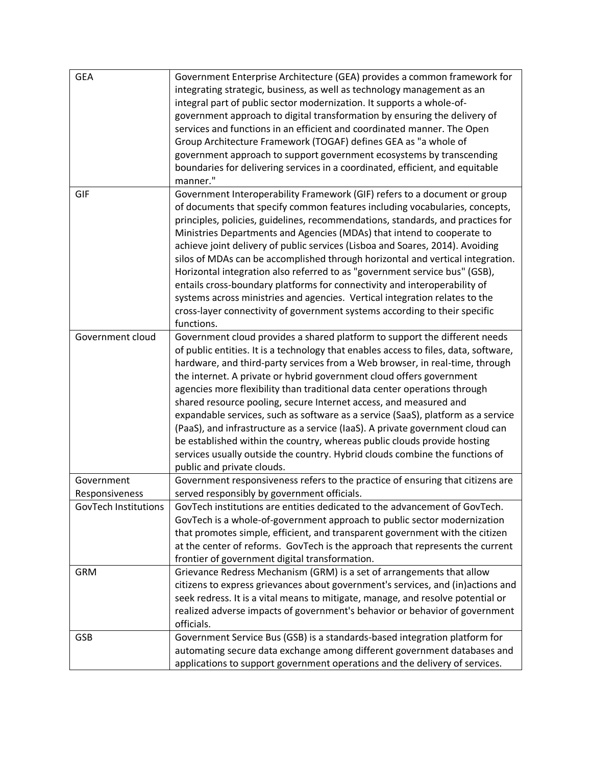| | |
|---|---|
| GEA | Government Enterprise Architecture (GEA) provides a common framework for integrating strategic, business, as well as technology management as an integral part of public sector modernization. It supports a whole-of-government approach to digital transformation by ensuring the delivery of services and functions in an efficient and coordinated manner. The Open Group Architecture Framework (TOGAF) defines GEA as "a whole of government approach to support government ecosystems by transcending boundaries for delivering services in a coordinated, efficient, and equitable manner." |
| GIF | Government Interoperability Framework (GIF) refers to a document or group of documents that specify common features including vocabularies, concepts, principles, policies, guidelines, recommendations, standards, and practices for Ministries Departments and Agencies (MDAs) that intend to cooperate to achieve joint delivery of public services (Lisboa and Soares, 2014). Avoiding silos of MDAs can be accomplished through horizontal and vertical integration. Horizontal integration also referred to as "government service bus" (GSB), entails cross-boundary platforms for connectivity and interoperability of systems across ministries and agencies. Vertical integration relates to the cross-layer connectivity of government systems according to their specific functions. |
| Government cloud | Government cloud provides a shared platform to support the different needs of public entities. It is a technology that enables access to files, data, software, hardware, and third-party services from a Web browser, in real-time, through the internet. A private or hybrid government cloud offers government agencies more flexibility than traditional data center operations through shared resource pooling, secure Internet access, and measured and expandable services, such as software as a service (SaaS), platform as a service (PaaS), and infrastructure as a service (IaaS). A private government cloud can be established within the country, whereas public clouds provide hosting services usually outside the country. Hybrid clouds combine the functions of public and private clouds. |
| Government Responsiveness | Government responsiveness refers to the practice of ensuring that citizens are served responsibly by government officials. |
| GovTech Institutions | GovTech institutions are entities dedicated to the advancement of GovTech. GovTech is a whole-of-government approach to public sector modernization that promotes simple, efficient, and transparent government with the citizen at the center of reforms. GovTech is the approach that represents the current frontier of government digital transformation. |
| GRM | Grievance Redress Mechanism (GRM) is a set of arrangements that allow citizens to express grievances about government's services, and (in)actions and seek redress. It is a vital means to mitigate, manage, and resolve potential or realized adverse impacts of government's behavior or behavior of government officials. |
| GSB | Government Service Bus (GSB) is a standards-based integration platform for automating secure data exchange among different government databases and applications to support government operations and the delivery of services. |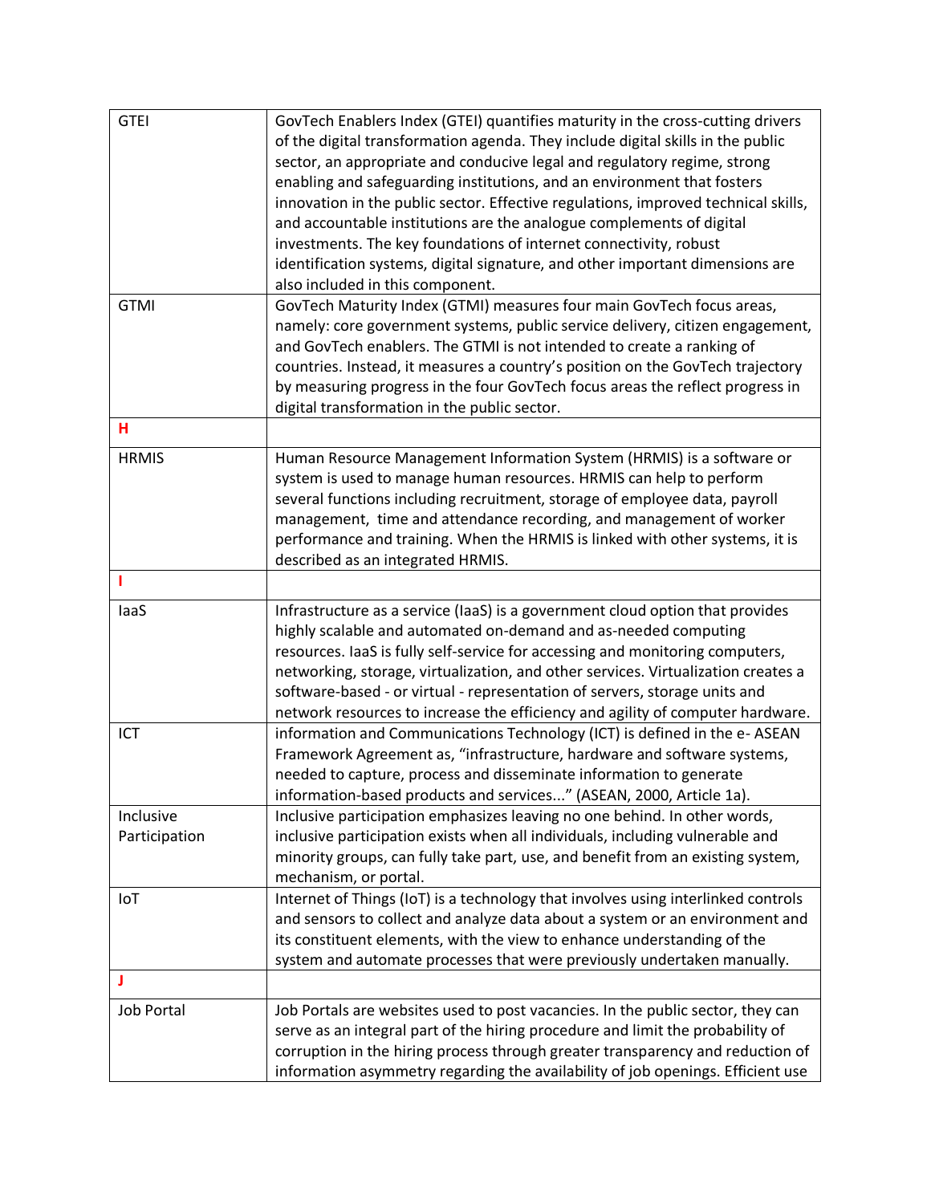| | |
|---|---|
| GTEI | GovTech Enablers Index (GTEI) quantifies maturity in the cross-cutting drivers of the digital transformation agenda. They include digital skills in the public sector, an appropriate and conducive legal and regulatory regime, strong enabling and safeguarding institutions, and an environment that fosters innovation in the public sector. Effective regulations, improved technical skills, and accountable institutions are the analogue complements of digital investments. The key foundations of internet connectivity, robust identification systems, digital signature, and other important dimensions are also included in this component. |
| GTMI | GovTech Maturity Index (GTMI) measures four main GovTech focus areas, namely: core government systems, public service delivery, citizen engagement, and GovTech enablers. The GTMI is not intended to create a ranking of countries. Instead, it measures a country's position on the GovTech trajectory by measuring progress in the four GovTech focus areas the reflect progress in digital transformation in the public sector. |
| **H** | |
| HRMIS | Human Resource Management Information System (HRMIS) is a software or system is used to manage human resources. HRMIS can help to perform several functions including recruitment, storage of employee data, payroll management, time and attendance recording, and management of worker performance and training. When the HRMIS is linked with other systems, it is described as an integrated HRMIS. |
| **I** | |
| IaaS | Infrastructure as a service (IaaS) is a government cloud option that provides highly scalable and automated on-demand and as-needed computing resources. IaaS is fully self-service for accessing and monitoring computers, networking, storage, virtualization, and other services. Virtualization creates a software-based - or virtual - representation of servers, storage units and network resources to increase the efficiency and agility of computer hardware. |
| ICT | information and Communications Technology (ICT) is defined in the e- ASEAN Framework Agreement as, "infrastructure, hardware and software systems, needed to capture, process and disseminate information to generate information-based products and services..." (ASEAN, 2000, Article 1a). |
| Inclusive Participation | Inclusive participation emphasizes leaving no one behind. In other words, inclusive participation exists when all individuals, including vulnerable and minority groups, can fully take part, use, and benefit from an existing system, mechanism, or portal. |
| IoT | Internet of Things (IoT) is a technology that involves using interlinked controls and sensors to collect and analyze data about a system or an environment and its constituent elements, with the view to enhance understanding of the system and automate processes that were previously undertaken manually. |
| **J** | |
| Job Portal | Job Portals are websites used to post vacancies. In the public sector, they can serve as an integral part of the hiring procedure and limit the probability of corruption in the hiring process through greater transparency and reduction of information asymmetry regarding the availability of job openings. Efficient use |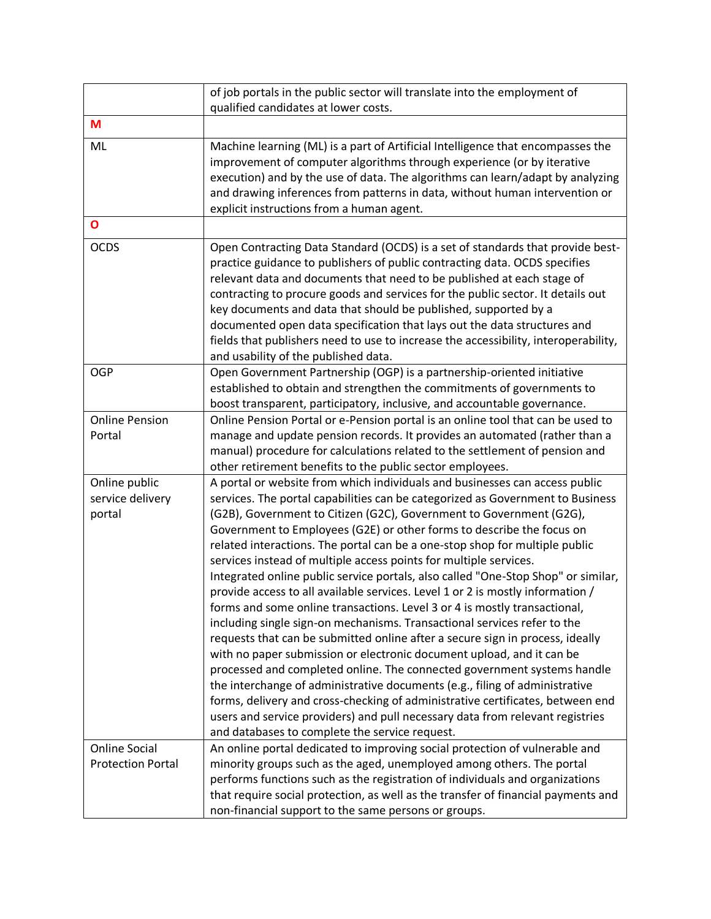|  |  |
| --- | --- |
|  | of job portals in the public sector will translate into the employment of qualified candidates at lower costs. |
| **M** |  |
| ML | Machine learning (ML) is a part of Artificial Intelligence that encompasses the improvement of computer algorithms through experience (or by iterative execution) and by the use of data. The algorithms can learn/adapt by analyzing and drawing inferences from patterns in data, without human intervention or explicit instructions from a human agent. |
| **O** |  |
| OCDS | Open Contracting Data Standard (OCDS) is a set of standards that provide best-practice guidance to publishers of public contracting data. OCDS specifies relevant data and documents that need to be published at each stage of contracting to procure goods and services for the public sector. It details out key documents and data that should be published, supported by a documented open data specification that lays out the data structures and fields that publishers need to use to increase the accessibility, interoperability, and usability of the published data. |
| OGP | Open Government Partnership (OGP) is a partnership-oriented initiative established to obtain and strengthen the commitments of governments to boost transparent, participatory, inclusive, and accountable governance. |
| Online Pension Portal | Online Pension Portal or e-Pension portal is an online tool that can be used to manage and update pension records. It provides an automated (rather than a manual) procedure for calculations related to the settlement of pension and other retirement benefits to the public sector employees. |
| Online public service delivery portal | A portal or website from which individuals and businesses can access public services. The portal capabilities can be categorized as Government to Business (G2B), Government to Citizen (G2C), Government to Government (G2G), Government to Employees (G2E) or other forms to describe the focus on related interactions. The portal can be a one-stop shop for multiple public services instead of multiple access points for multiple services. Integrated online public service portals, also called "One-Stop Shop" or similar, provide access to all available services. Level 1 or 2 is mostly information / forms and some online transactions. Level 3 or 4 is mostly transactional, including single sign-on mechanisms. Transactional services refer to the requests that can be submitted online after a secure sign in process, ideally with no paper submission or electronic document upload, and it can be processed and completed online. The connected government systems handle the interchange of administrative documents (e.g., filing of administrative forms, delivery and cross-checking of administrative certificates, between end users and service providers) and pull necessary data from relevant registries and databases to complete the service request. |
| Online Social Protection Portal | An online portal dedicated to improving social protection of vulnerable and minority groups such as the aged, unemployed among others. The portal performs functions such as the registration of individuals and organizations that require social protection, as well as the transfer of financial payments and non-financial support to the same persons or groups. |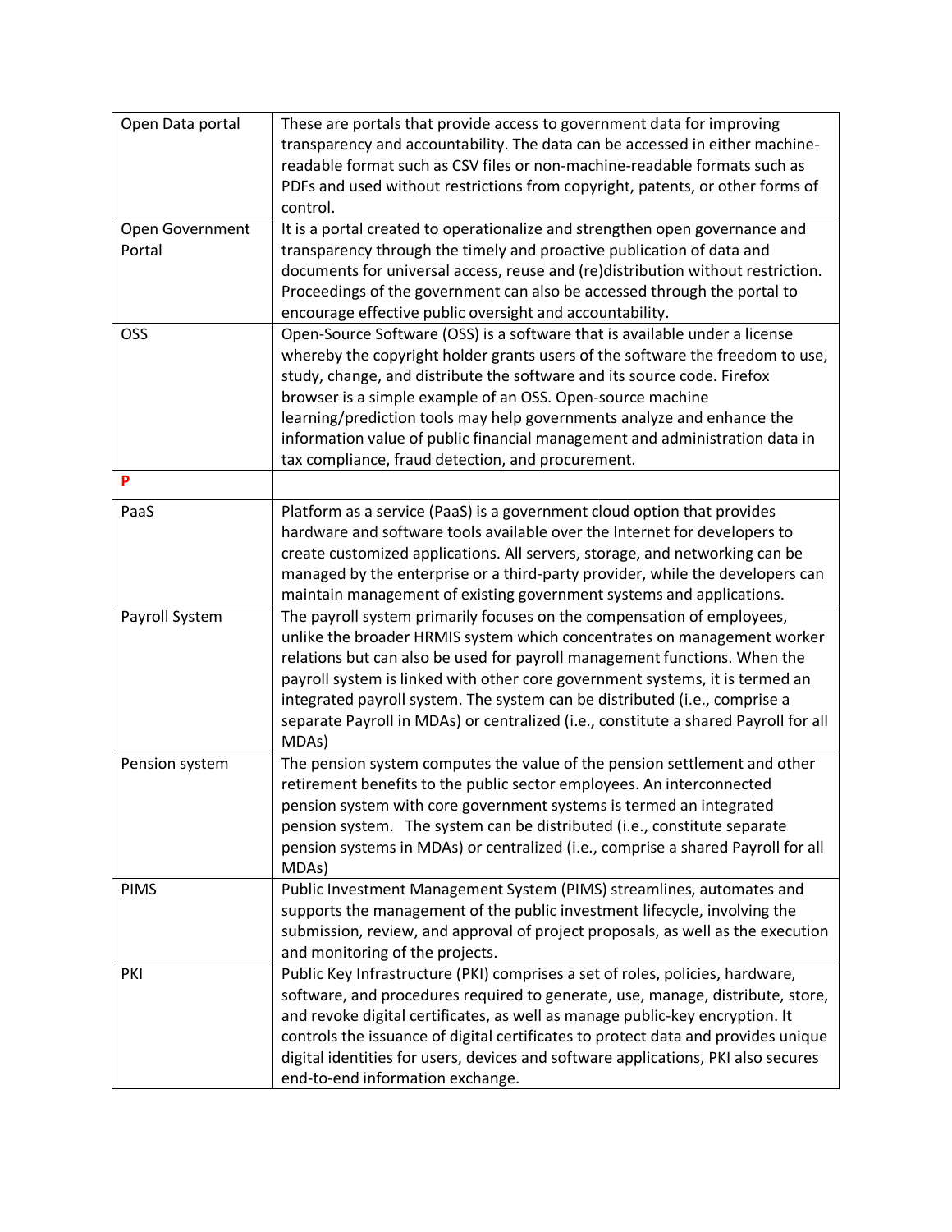| | |
|---|---|
| Open Data portal | These are portals that provide access to government data for improving transparency and accountability. The data can be accessed in either machine-readable format such as CSV files or non-machine-readable formats such as PDFs and used without restrictions from copyright, patents, or other forms of control. |
| Open Government Portal | It is a portal created to operationalize and strengthen open governance and transparency through the timely and proactive publication of data and documents for universal access, reuse and (re)distribution without restriction. Proceedings of the government can also be accessed through the portal to encourage effective public oversight and accountability. |
| OSS | Open-Source Software (OSS) is a software that is available under a license whereby the copyright holder grants users of the software the freedom to use, study, change, and distribute the software and its source code. Firefox browser is a simple example of an OSS. Open-source machine learning/prediction tools may help governments analyze and enhance the information value of public financial management and administration data in tax compliance, fraud detection, and procurement. |
| **P** | |
| PaaS | Platform as a service (PaaS) is a government cloud option that provides hardware and software tools available over the Internet for developers to create customized applications. All servers, storage, and networking can be managed by the enterprise or a third-party provider, while the developers can maintain management of existing government systems and applications. |
| Payroll System | The payroll system primarily focuses on the compensation of employees, unlike the broader HRMIS system which concentrates on management worker relations but can also be used for payroll management functions. When the payroll system is linked with other core government systems, it is termed an integrated payroll system. The system can be distributed (i.e., comprise a separate Payroll in MDAs) or centralized (i.e., constitute a shared Payroll for all MDAs) |
| Pension system | The pension system computes the value of the pension settlement and other retirement benefits to the public sector employees. An interconnected pension system with core government systems is termed an integrated pension system. The system can be distributed (i.e., constitute separate pension systems in MDAs) or centralized (i.e., comprise a shared Payroll for all MDAs) |
| PIMS | Public Investment Management System (PIMS) streamlines, automates and supports the management of the public investment lifecycle, involving the submission, review, and approval of project proposals, as well as the execution and monitoring of the projects. |
| PKI | Public Key Infrastructure (PKI) comprises a set of roles, policies, hardware, software, and procedures required to generate, use, manage, distribute, store, and revoke digital certificates, as well as manage public-key encryption. It controls the issuance of digital certificates to protect data and provides unique digital identities for users, devices and software applications, PKI also secures end-to-end information exchange. |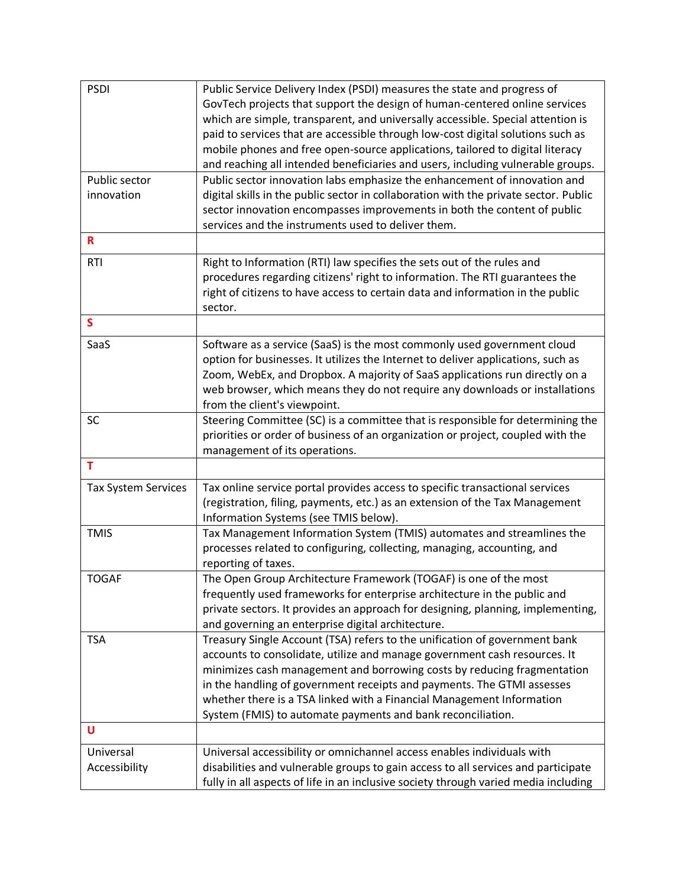| | |
|---|---|
| PSDI | Public Service Delivery Index (PSDI) measures the state and progress of GovTech projects that support the design of human-centered online services which are simple, transparent, and universally accessible. Special attention is paid to services that are accessible through low-cost digital solutions such as mobile phones and free open-source applications, tailored to digital literacy and reaching all intended beneficiaries and users, including vulnerable groups. |
| Public sector innovation | Public sector innovation labs emphasize the enhancement of innovation and digital skills in the public sector in collaboration with the private sector. Public sector innovation encompasses improvements in both the content of public services and the instruments used to deliver them. |
| **R** | |
| RTI | Right to Information (RTI) law specifies the sets out of the rules and procedures regarding citizens' right to information. The RTI guarantees the right of citizens to have access to certain data and information in the public sector. |
| **S** | |
| SaaS | Software as a service (SaaS) is the most commonly used government cloud option for businesses. It utilizes the Internet to deliver applications, such as Zoom, WebEx, and Dropbox. A majority of SaaS applications run directly on a web browser, which means they do not require any downloads or installations from the client's viewpoint. |
| SC | Steering Committee (SC) is a committee that is responsible for determining the priorities or order of business of an organization or project, coupled with the management of its operations. |
| **T** | |
| Tax System Services | Tax online service portal provides access to specific transactional services (registration, filing, payments, etc.) as an extension of the Tax Management Information Systems (see TMIS below). |
| TMIS | Tax Management Information System (TMIS) automates and streamlines the processes related to configuring, collecting, managing, accounting, and reporting of taxes. |
| TOGAF | The Open Group Architecture Framework (TOGAF) is one of the most frequently used frameworks for enterprise architecture in the public and private sectors. It provides an approach for designing, planning, implementing, and governing an enterprise digital architecture. |
| TSA | Treasury Single Account (TSA) refers to the unification of government bank accounts to consolidate, utilize and manage government cash resources. It minimizes cash management and borrowing costs by reducing fragmentation in the handling of government receipts and payments. The GTMI assesses whether there is a TSA linked with a Financial Management Information System (FMIS) to automate payments and bank reconciliation. |
| **U** | |
| Universal Accessibility | Universal accessibility or omnichannel access enables individuals with disabilities and vulnerable groups to gain access to all services and participate fully in all aspects of life in an inclusive society through varied media including |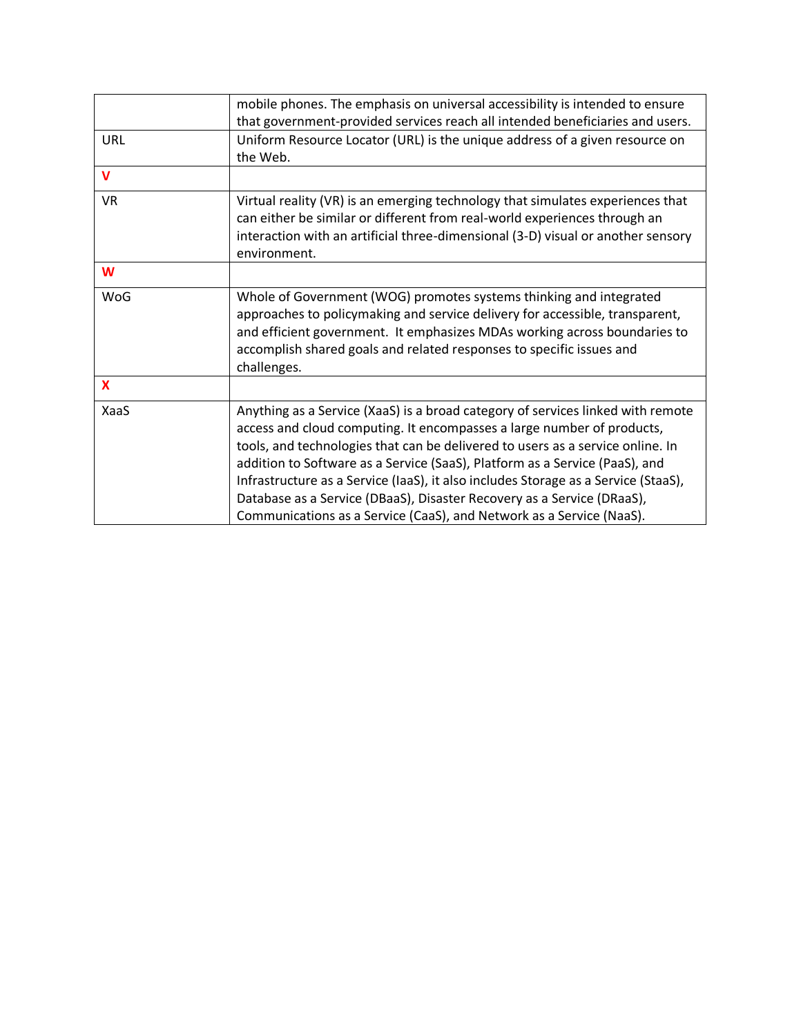| | |
|---|---|
| | mobile phones. The emphasis on universal accessibility is intended to ensure that government-provided services reach all intended beneficiaries and users. |
| URL | Uniform Resource Locator (URL) is the unique address of a given resource on the Web. |
| **V** | |
| VR | Virtual reality (VR) is an emerging technology that simulates experiences that can either be similar or different from real-world experiences through an interaction with an artificial three-dimensional (3-D) visual or another sensory environment. |
| **W** | |
| WoG | Whole of Government (WOG) promotes systems thinking and integrated approaches to policymaking and service delivery for accessible, transparent, and efficient government. It emphasizes MDAs working across boundaries to accomplish shared goals and related responses to specific issues and challenges. |
| **X** | |
| XaaS | Anything as a Service (XaaS) is a broad category of services linked with remote access and cloud computing. It encompasses a large number of products, tools, and technologies that can be delivered to users as a service online. In addition to Software as a Service (SaaS), Platform as a Service (PaaS), and Infrastructure as a Service (IaaS), it also includes Storage as a Service (StaaS), Database as a Service (DBaaS), Disaster Recovery as a Service (DRaaS), Communications as a Service (CaaS), and Network as a Service (NaaS). |